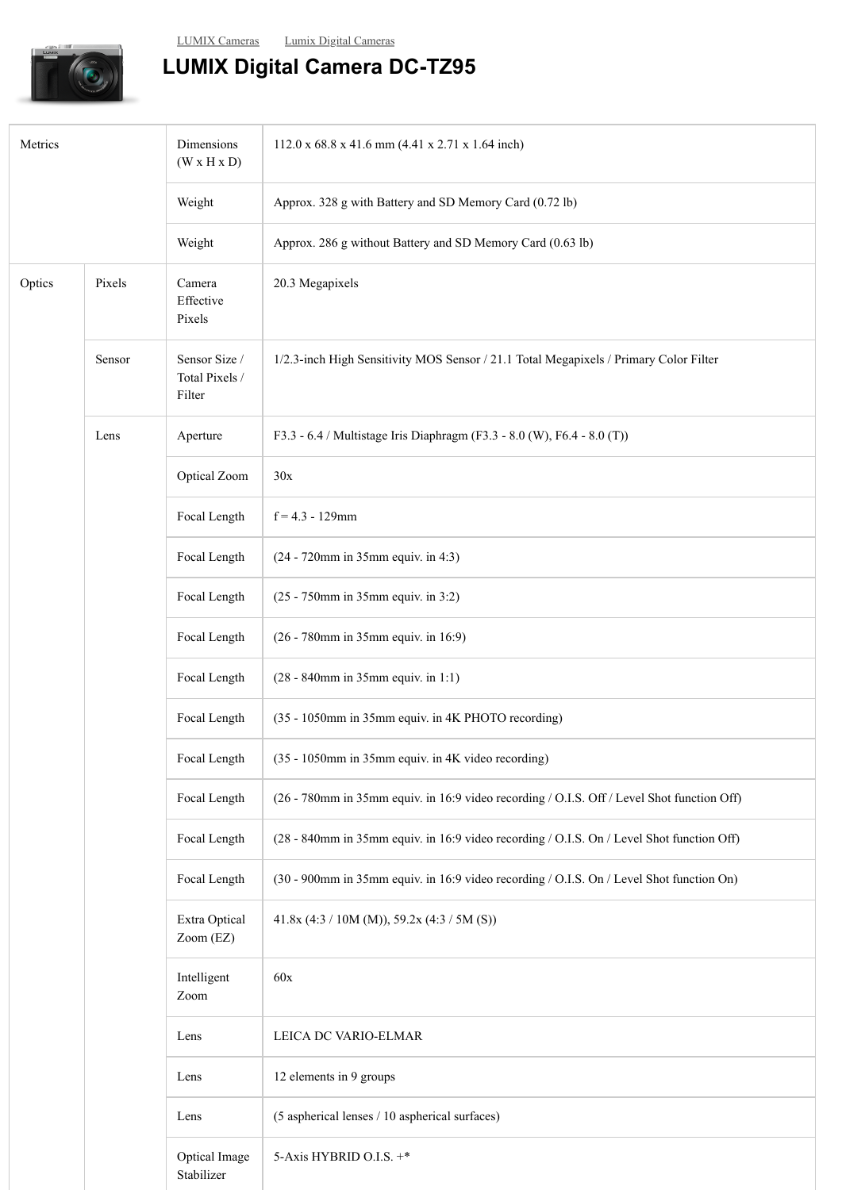[LUMIX Cameras] [Lumix Digital Cameras]

# LUMIX Digital Camera DC-TZ95

| | | | |
|---|---|---|---|
| Metrics | | Dimensions (W x H x D) | 112.0 x 68.8 x 41.6 mm (4.41 x 2.71 x 1.64 inch) |
| | | Weight | Approx. 328 g with Battery and SD Memory Card (0.72 lb) |
| | | Weight | Approx. 286 g without Battery and SD Memory Card (0.63 lb) |
| Optics | Pixels | Camera Effective Pixels | 20.3 Megapixels |
| | Sensor | Sensor Size / Total Pixels / Filter | 1/2.3-inch High Sensitivity MOS Sensor / 21.1 Total Megapixels / Primary Color Filter |
| | Lens | Aperture | F3.3 - 6.4 / Multistage Iris Diaphragm (F3.3 - 8.0 (W), F6.4 - 8.0 (T)) |
| | | Optical Zoom | 30x |
| | | Focal Length | f = 4.3 - 129mm |
| | | Focal Length | (24 - 720mm in 35mm equiv. in 4:3) |
| | | Focal Length | (25 - 750mm in 35mm equiv. in 3:2) |
| | | Focal Length | (26 - 780mm in 35mm equiv. in 16:9) |
| | | Focal Length | (28 - 840mm in 35mm equiv. in 1:1) |
| | | Focal Length | (35 - 1050mm in 35mm equiv. in 4K PHOTO recording) |
| | | Focal Length | (35 - 1050mm in 35mm equiv. in 4K video recording) |
| | | Focal Length | (26 - 780mm in 35mm equiv. in 16:9 video recording / O.I.S. Off / Level Shot function Off) |
| | | Focal Length | (28 - 840mm in 35mm equiv. in 16:9 video recording / O.I.S. On / Level Shot function Off) |
| | | Focal Length | (30 - 900mm in 35mm equiv. in 16:9 video recording / O.I.S. On / Level Shot function On) |
| | | Extra Optical Zoom (EZ) | 41.8x (4:3 / 10M (M)), 59.2x (4:3 / 5M (S)) |
| | | Intelligent Zoom | 60x |
| | | Lens | LEICA DC VARIO-ELMAR |
| | | Lens | 12 elements in 9 groups |
| | | Lens | (5 aspherical lenses / 10 aspherical surfaces) |
| | | Optical Image Stabilizer | 5-Axis HYBRID O.I.S. +* |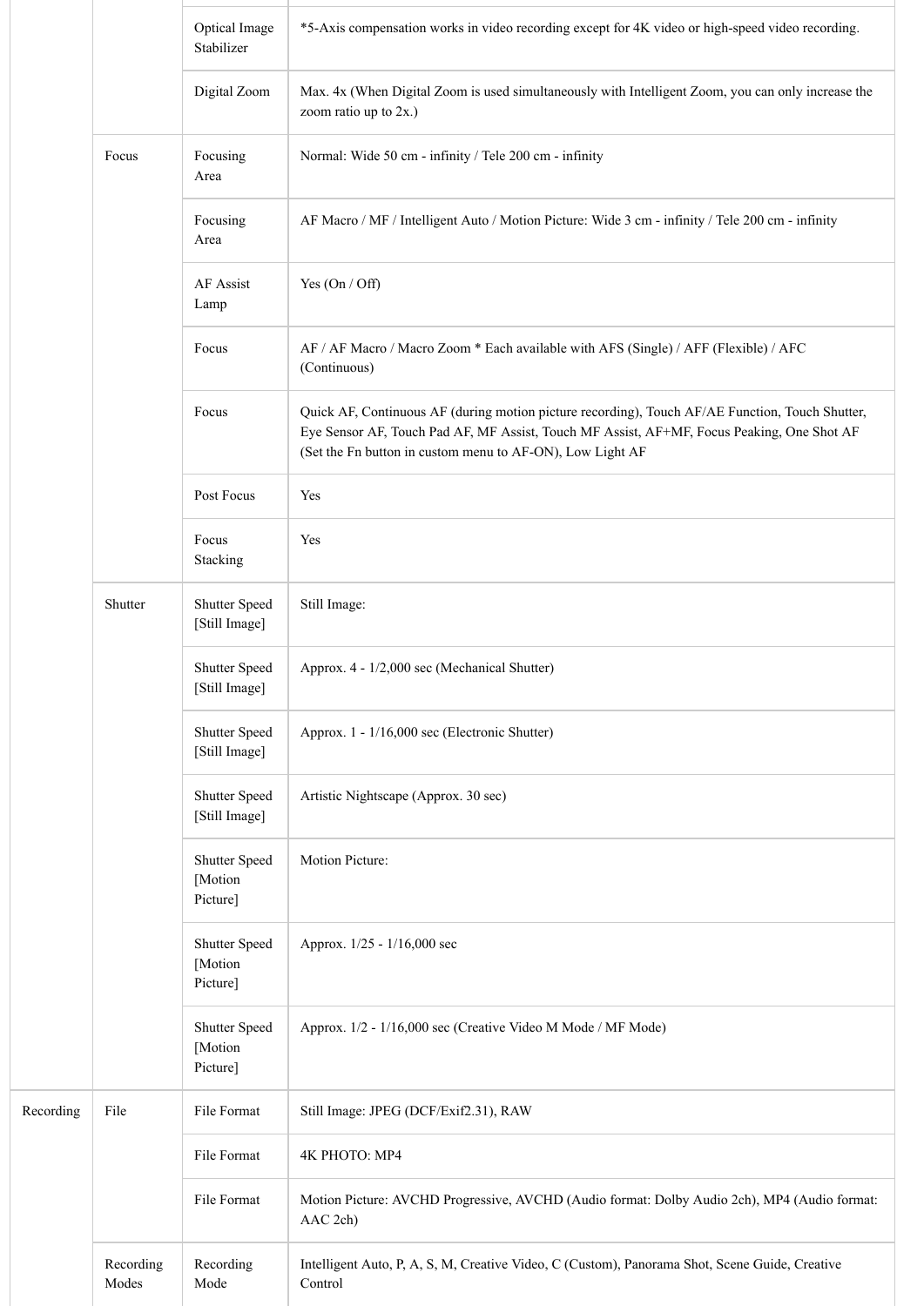| | | | |
|---|---|---|---|
| | | Optical Image Stabilizer | *5-Axis compensation works in video recording except for 4K video or high-speed video recording. |
| | | Digital Zoom | Max. 4x (When Digital Zoom is used simultaneously with Intelligent Zoom, you can only increase the zoom ratio up to 2x.) |
| | Focus | Focusing Area | Normal: Wide 50 cm - infinity / Tele 200 cm - infinity |
| | | Focusing Area | AF Macro / MF / Intelligent Auto / Motion Picture: Wide 3 cm - infinity / Tele 200 cm - infinity |
| | | AF Assist Lamp | Yes (On / Off) |
| | | Focus | AF / AF Macro / Macro Zoom * Each available with AFS (Single) / AFF (Flexible) / AFC (Continuous) |
| | | Focus | Quick AF, Continuous AF (during motion picture recording), Touch AF/AE Function, Touch Shutter, Eye Sensor AF, Touch Pad AF, MF Assist, Touch MF Assist, AF+MF, Focus Peaking, One Shot AF (Set the Fn button in custom menu to AF-ON), Low Light AF |
| | | Post Focus | Yes |
| | | Focus Stacking | Yes |
| | Shutter | Shutter Speed [Still Image] | Still Image: |
| | | Shutter Speed [Still Image] | Approx. 4 - 1/2,000 sec (Mechanical Shutter) |
| | | Shutter Speed [Still Image] | Approx. 1 - 1/16,000 sec (Electronic Shutter) |
| | | Shutter Speed [Still Image] | Artistic Nightscape (Approx. 30 sec) |
| | | Shutter Speed [Motion Picture] | Motion Picture: |
| | | Shutter Speed [Motion Picture] | Approx. 1/25 - 1/16,000 sec |
| | | Shutter Speed [Motion Picture] | Approx. 1/2 - 1/16,000 sec (Creative Video M Mode / MF Mode) |
| Recording | File | File Format | Still Image: JPEG (DCF/Exif2.31), RAW |
| | | File Format | 4K PHOTO: MP4 |
| | | File Format | Motion Picture: AVCHD Progressive, AVCHD (Audio format: Dolby Audio 2ch), MP4 (Audio format: AAC 2ch) |
| | Recording Modes | Recording Mode | Intelligent Auto, P, A, S, M, Creative Video, C (Custom), Panorama Shot, Scene Guide, Creative Control |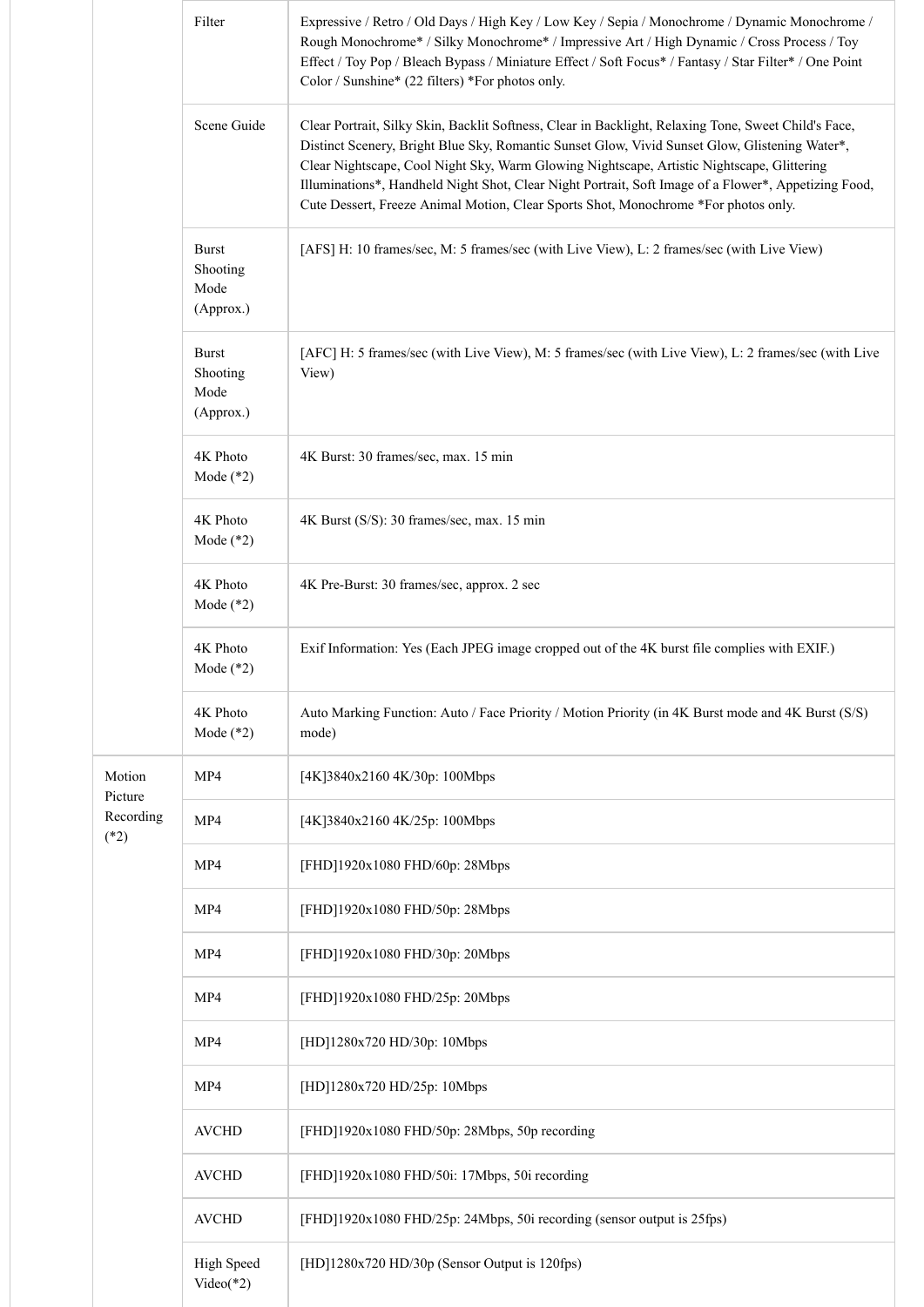| | | |
|---|---|---|
| | Filter | Expressive / Retro / Old Days / High Key / Low Key / Sepia / Monochrome / Dynamic Monochrome / Rough Monochrome* / Silky Monochrome* / Impressive Art / High Dynamic / Cross Process / Toy Effect / Toy Pop / Bleach Bypass / Miniature Effect / Soft Focus* / Fantasy / Star Filter* / One Point Color / Sunshine* (22 filters) *For photos only. |
| | Scene Guide | Clear Portrait, Silky Skin, Backlit Softness, Clear in Backlight, Relaxing Tone, Sweet Child's Face, Distinct Scenery, Bright Blue Sky, Romantic Sunset Glow, Vivid Sunset Glow, Glistening Water*, Clear Nightscape, Cool Night Sky, Warm Glowing Nightscape, Artistic Nightscape, Glittering Illuminations*, Handheld Night Shot, Clear Night Portrait, Soft Image of a Flower*, Appetizing Food, Cute Dessert, Freeze Animal Motion, Clear Sports Shot, Monochrome *For photos only. |
| | Burst Shooting Mode (Approx.) | [AFS] H: 10 frames/sec, M: 5 frames/sec (with Live View), L: 2 frames/sec (with Live View) |
| | Burst Shooting Mode (Approx.) | [AFC] H: 5 frames/sec (with Live View), M: 5 frames/sec (with Live View), L: 2 frames/sec (with Live View) |
| | 4K Photo Mode (*2) | 4K Burst: 30 frames/sec, max. 15 min |
| | 4K Photo Mode (*2) | 4K Burst (S/S): 30 frames/sec, max. 15 min |
| | 4K Photo Mode (*2) | 4K Pre-Burst: 30 frames/sec, approx. 2 sec |
| | 4K Photo Mode (*2) | Exif Information: Yes (Each JPEG image cropped out of the 4K burst file complies with EXIF.) |
| | 4K Photo Mode (*2) | Auto Marking Function: Auto / Face Priority / Motion Priority (in 4K Burst mode and 4K Burst (S/S) mode) |
| Motion Picture Recording (*2) | MP4 | [4K]3840x2160 4K/30p: 100Mbps |
| | MP4 | [4K]3840x2160 4K/25p: 100Mbps |
| | MP4 | [FHD]1920x1080 FHD/60p: 28Mbps |
| | MP4 | [FHD]1920x1080 FHD/50p: 28Mbps |
| | MP4 | [FHD]1920x1080 FHD/30p: 20Mbps |
| | MP4 | [FHD]1920x1080 FHD/25p: 20Mbps |
| | MP4 | [HD]1280x720 HD/30p: 10Mbps |
| | MP4 | [HD]1280x720 HD/25p: 10Mbps |
| | AVCHD | [FHD]1920x1080 FHD/50p: 28Mbps, 50p recording |
| | AVCHD | [FHD]1920x1080 FHD/50i: 17Mbps, 50i recording |
| | AVCHD | [FHD]1920x1080 FHD/25p: 24Mbps, 50i recording (sensor output is 25fps) |
| | High Speed Video(*2) | [HD]1280x720 HD/30p (Sensor Output is 120fps) |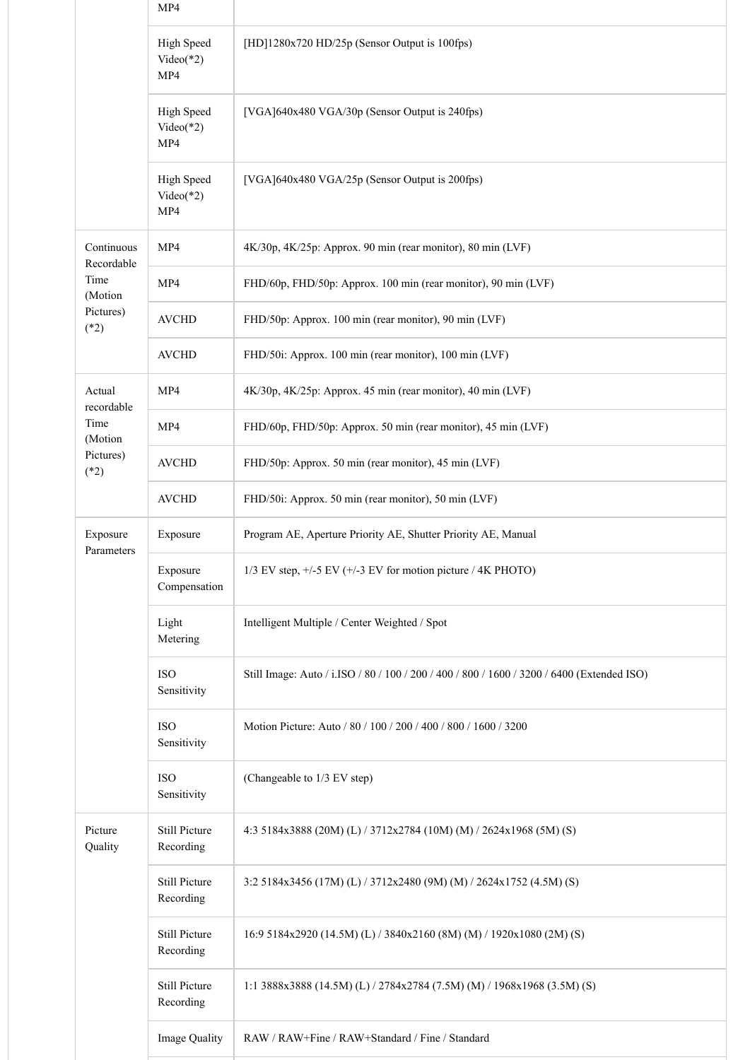| | | |
|---|---|---|
| | MP4 | |
| | High Speed Video(*2) MP4 | [HD]1280x720 HD/25p (Sensor Output is 100fps) |
| | High Speed Video(*2) MP4 | [VGA]640x480 VGA/30p (Sensor Output is 240fps) |
| | High Speed Video(*2) MP4 | [VGA]640x480 VGA/25p (Sensor Output is 200fps) |
| Continuous Recordable Time (Motion Pictures) (*2) | MP4 | 4K/30p, 4K/25p: Approx. 90 min (rear monitor), 80 min (LVF) |
| | MP4 | FHD/60p, FHD/50p: Approx. 100 min (rear monitor), 90 min (LVF) |
| | AVCHD | FHD/50p: Approx. 100 min (rear monitor), 90 min (LVF) |
| | AVCHD | FHD/50i: Approx. 100 min (rear monitor), 100 min (LVF) |
| Actual recordable Time (Motion Pictures) (*2) | MP4 | 4K/30p, 4K/25p: Approx. 45 min (rear monitor), 40 min (LVF) |
| | MP4 | FHD/60p, FHD/50p: Approx. 50 min (rear monitor), 45 min (LVF) |
| | AVCHD | FHD/50p: Approx. 50 min (rear monitor), 45 min (LVF) |
| | AVCHD | FHD/50i: Approx. 50 min (rear monitor), 50 min (LVF) |
| Exposure Parameters | Exposure | Program AE, Aperture Priority AE, Shutter Priority AE, Manual |
| | Exposure Compensation | 1/3 EV step, +/-5 EV (+/-3 EV for motion picture / 4K PHOTO) |
| | Light Metering | Intelligent Multiple / Center Weighted / Spot |
| | ISO Sensitivity | Still Image: Auto / i.ISO / 80 / 100 / 200 / 400 / 800 / 1600 / 3200 / 6400 (Extended ISO) |
| | ISO Sensitivity | Motion Picture: Auto / 80 / 100 / 200 / 400 / 800 / 1600 / 3200 |
| | ISO Sensitivity | (Changeable to 1/3 EV step) |
| Picture Quality | Still Picture Recording | 4:3 5184x3888 (20M) (L) / 3712x2784 (10M) (M) / 2624x1968 (5M) (S) |
| | Still Picture Recording | 3:2 5184x3456 (17M) (L) / 3712x2480 (9M) (M) / 2624x1752 (4.5M) (S) |
| | Still Picture Recording | 16:9 5184x2920 (14.5M) (L) / 3840x2160 (8M) (M) / 1920x1080 (2M) (S) |
| | Still Picture Recording | 1:1 3888x3888 (14.5M) (L) / 2784x2784 (7.5M) (M) / 1968x1968 (3.5M) (S) |
| | Image Quality | RAW / RAW+Fine / RAW+Standard / Fine / Standard |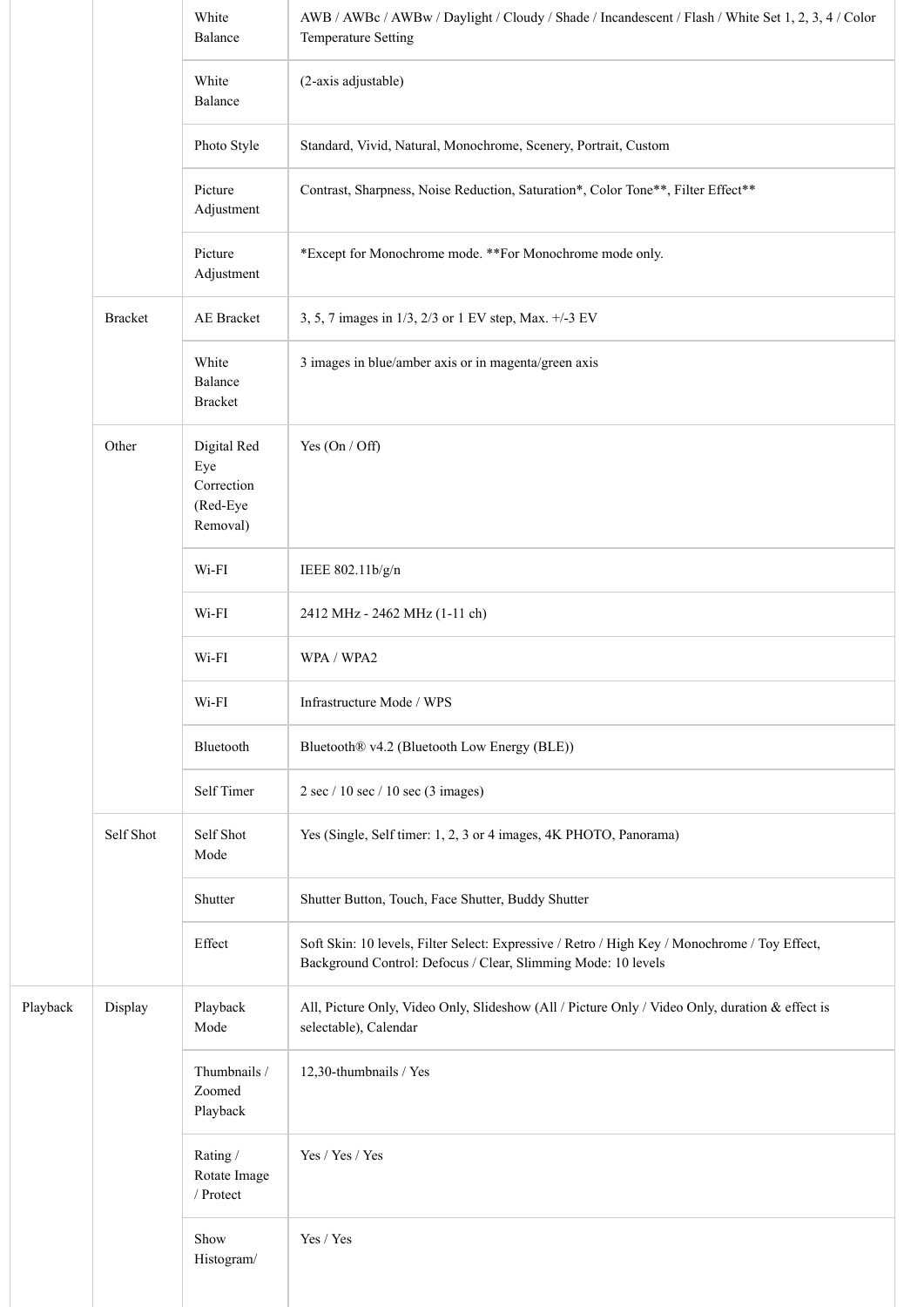| | | | |
|---|---|---|---|
| | | White Balance | AWB / AWBc / AWBw / Daylight / Cloudy / Shade / Incandescent / Flash / White Set 1, 2, 3, 4 / Color Temperature Setting |
| | | White Balance | (2-axis adjustable) |
| | | Photo Style | Standard, Vivid, Natural, Monochrome, Scenery, Portrait, Custom |
| | | Picture Adjustment | Contrast, Sharpness, Noise Reduction, Saturation*, Color Tone**, Filter Effect** |
| | | Picture Adjustment | *Except for Monochrome mode. **For Monochrome mode only. |
| | Bracket | AE Bracket | 3, 5, 7 images in 1/3, 2/3 or 1 EV step, Max. +/-3 EV |
| | | White Balance Bracket | 3 images in blue/amber axis or in magenta/green axis |
| | Other | Digital Red Eye Correction (Red-Eye Removal) | Yes (On / Off) |
| | | Wi-FI | IEEE 802.11b/g/n |
| | | Wi-FI | 2412 MHz - 2462 MHz (1-11 ch) |
| | | Wi-FI | WPA / WPA2 |
| | | Wi-FI | Infrastructure Mode / WPS |
| | | Bluetooth | Bluetooth® v4.2 (Bluetooth Low Energy (BLE)) |
| | | Self Timer | 2 sec / 10 sec / 10 sec (3 images) |
| | Self Shot | Self Shot Mode | Yes (Single, Self timer: 1, 2, 3 or 4 images, 4K PHOTO, Panorama) |
| | | Shutter | Shutter Button, Touch, Face Shutter, Buddy Shutter |
| | | Effect | Soft Skin: 10 levels, Filter Select: Expressive / Retro / High Key / Monochrome / Toy Effect, Background Control: Defocus / Clear, Slimming Mode: 10 levels |
| Playback | Display | Playback Mode | All, Picture Only, Video Only, Slideshow (All / Picture Only / Video Only, duration & effect is selectable), Calendar |
| | | Thumbnails / Zoomed Playback | 12,30-thumbnails / Yes |
| | | Rating / Rotate Image / Protect | Yes / Yes / Yes |
| | | Show Histogram/ | Yes / Yes |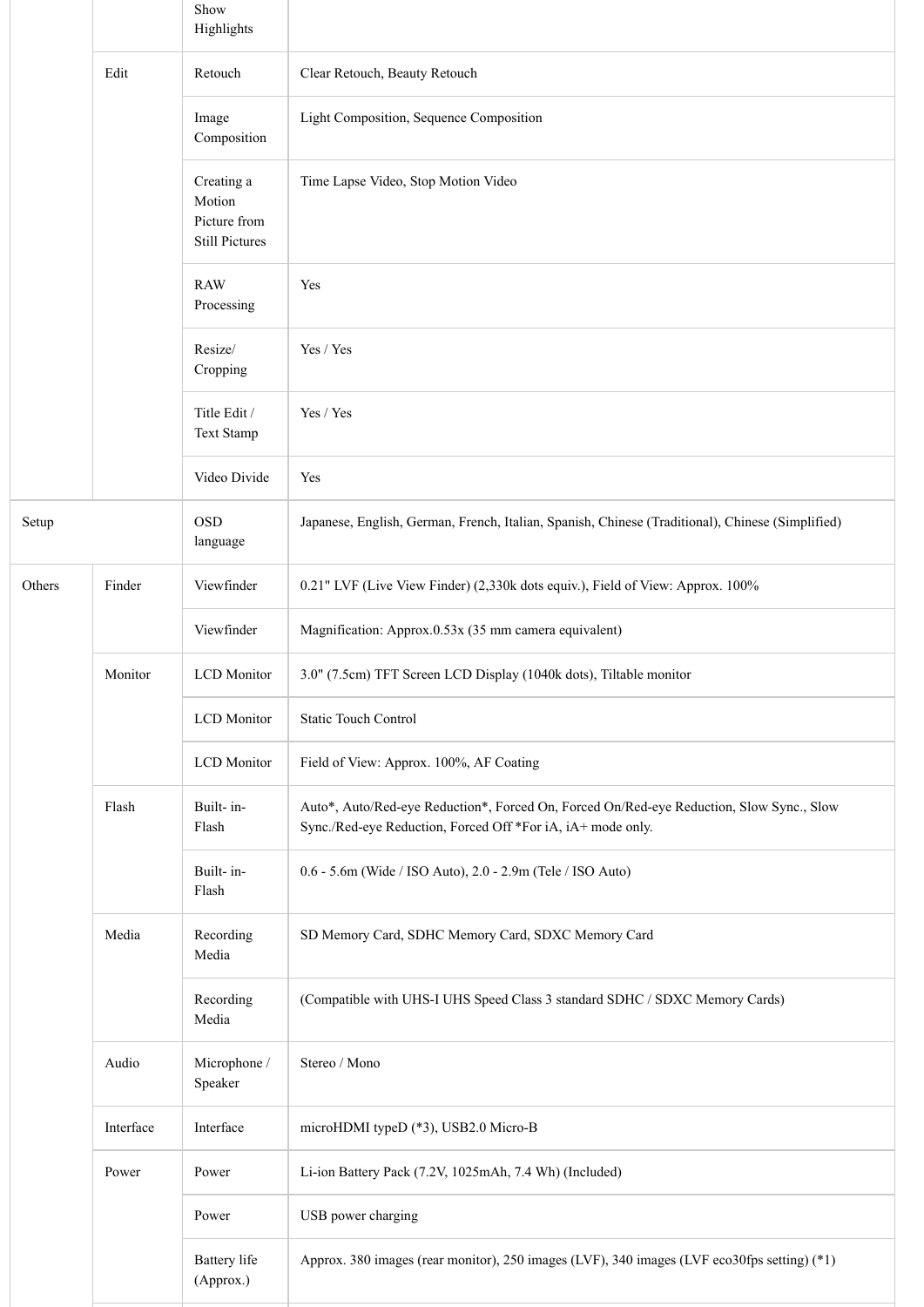| | | | |
|---|---|---|---|
| | | Show Highlights | |
| | Edit | Retouch | Clear Retouch, Beauty Retouch |
| | | Image Composition | Light Composition, Sequence Composition |
| | | Creating a Motion Picture from Still Pictures | Time Lapse Video, Stop Motion Video |
| | | RAW Processing | Yes |
| | | Resize/ Cropping | Yes / Yes |
| | | Title Edit / Text Stamp | Yes / Yes |
| | | Video Divide | Yes |
| Setup | | OSD language | Japanese, English, German, French, Italian, Spanish, Chinese (Traditional), Chinese (Simplified) |
| Others | Finder | Viewfinder | 0.21" LVF (Live View Finder) (2,330k dots equiv.), Field of View: Approx. 100% |
| | | Viewfinder | Magnification: Approx.0.53x (35 mm camera equivalent) |
| | Monitor | LCD Monitor | 3.0" (7.5cm) TFT Screen LCD Display (1040k dots), Tiltable monitor |
| | | LCD Monitor | Static Touch Control |
| | | LCD Monitor | Field of View: Approx. 100%, AF Coating |
| | Flash | Built- in-Flash | Auto*, Auto/Red-eye Reduction*, Forced On, Forced On/Red-eye Reduction, Slow Sync., Slow Sync./Red-eye Reduction, Forced Off *For iA, iA+ mode only. |
| | | Built- in-Flash | 0.6 - 5.6m (Wide / ISO Auto), 2.0 - 2.9m (Tele / ISO Auto) |
| | Media | Recording Media | SD Memory Card, SDHC Memory Card, SDXC Memory Card |
| | | Recording Media | (Compatible with UHS-I UHS Speed Class 3 standard SDHC / SDXC Memory Cards) |
| | Audio | Microphone / Speaker | Stereo / Mono |
| | Interface | Interface | microHDMI typeD (*3), USB2.0 Micro-B |
| | Power | Power | Li-ion Battery Pack (7.2V, 1025mAh, 7.4 Wh) (Included) |
| | | Power | USB power charging |
| | | Battery life (Approx.) | Approx. 380 images (rear monitor), 250 images (LVF), 340 images (LVF eco30fps setting) (*1) |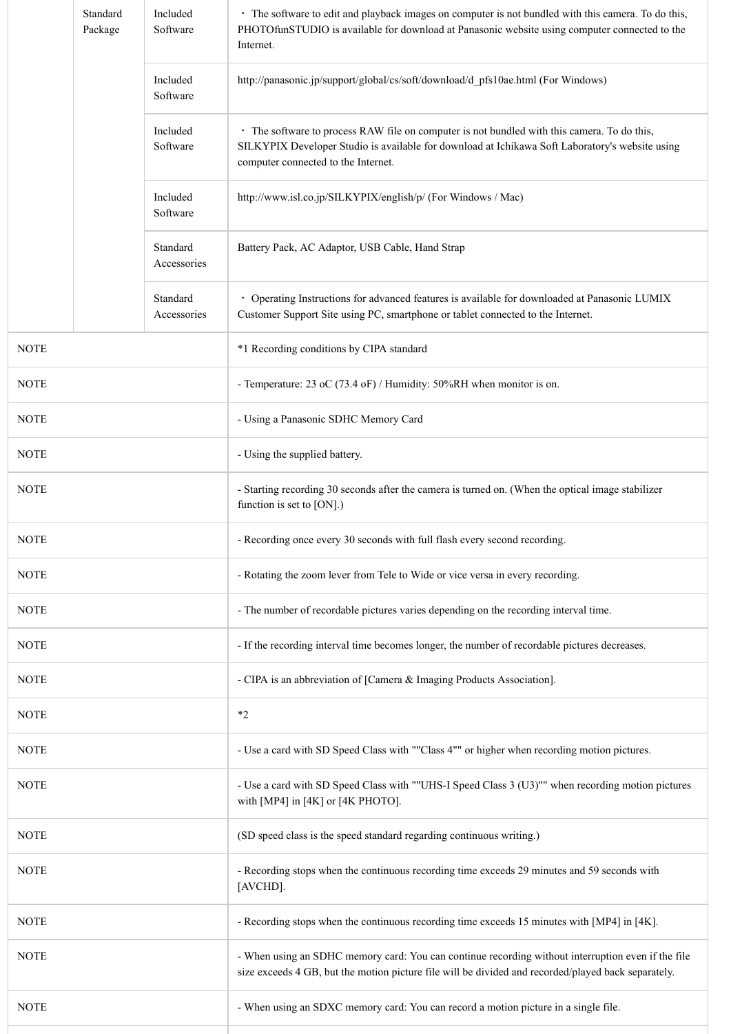| | Standard Package | Included Software | ・ The software to edit and playback images on computer is not bundled with this camera. To do this, PHOTOfunSTUDIO is available for download at Panasonic website using computer connected to the Internet. |
|---|---|---|---|
| | | Included Software | http://panasonic.jp/support/global/cs/soft/download/d_pfs10ae.html (For Windows) |
| | | Included Software | ・ The software to process RAW file on computer is not bundled with this camera. To do this, SILKYPIX Developer Studio is available for download at Ichikawa Soft Laboratory's website using computer connected to the Internet. |
| | | Included Software | http://www.isl.co.jp/SILKYPIX/english/p/ (For Windows / Mac) |
| | | Standard Accessories | Battery Pack, AC Adaptor, USB Cable, Hand Strap |
| | | Standard Accessories | ・ Operating Instructions for advanced features is available for downloaded at Panasonic LUMIX Customer Support Site using PC, smartphone or tablet connected to the Internet. |
| NOTE | | | *1 Recording conditions by CIPA standard |
| NOTE | | | - Temperature: 23 oC (73.4 oF) / Humidity: 50%RH when monitor is on. |
| NOTE | | | - Using a Panasonic SDHC Memory Card |
| NOTE | | | - Using the supplied battery. |
| NOTE | | | - Starting recording 30 seconds after the camera is turned on. (When the optical image stabilizer function is set to [ON].) |
| NOTE | | | - Recording once every 30 seconds with full flash every second recording. |
| NOTE | | | - Rotating the zoom lever from Tele to Wide or vice versa in every recording. |
| NOTE | | | - The number of recordable pictures varies depending on the recording interval time. |
| NOTE | | | - If the recording interval time becomes longer, the number of recordable pictures decreases. |
| NOTE | | | - CIPA is an abbreviation of [Camera & Imaging Products Association]. |
| NOTE | | | *2 |
| NOTE | | | - Use a card with SD Speed Class with ""Class 4"" or higher when recording motion pictures. |
| NOTE | | | - Use a card with SD Speed Class with ""UHS-I Speed Class 3 (U3)"" when recording motion pictures with [MP4] in [4K] or [4K PHOTO]. |
| NOTE | | | (SD speed class is the speed standard regarding continuous writing.) |
| NOTE | | | - Recording stops when the continuous recording time exceeds 29 minutes and 59 seconds with [AVCHD]. |
| NOTE | | | - Recording stops when the continuous recording time exceeds 15 minutes with [MP4] in [4K]. |
| NOTE | | | - When using an SDHC memory card: You can continue recording without interruption even if the file size exceeds 4 GB, but the motion picture file will be divided and recorded/played back separately. |
| NOTE | | | - When using an SDXC memory card: You can record a motion picture in a single file. |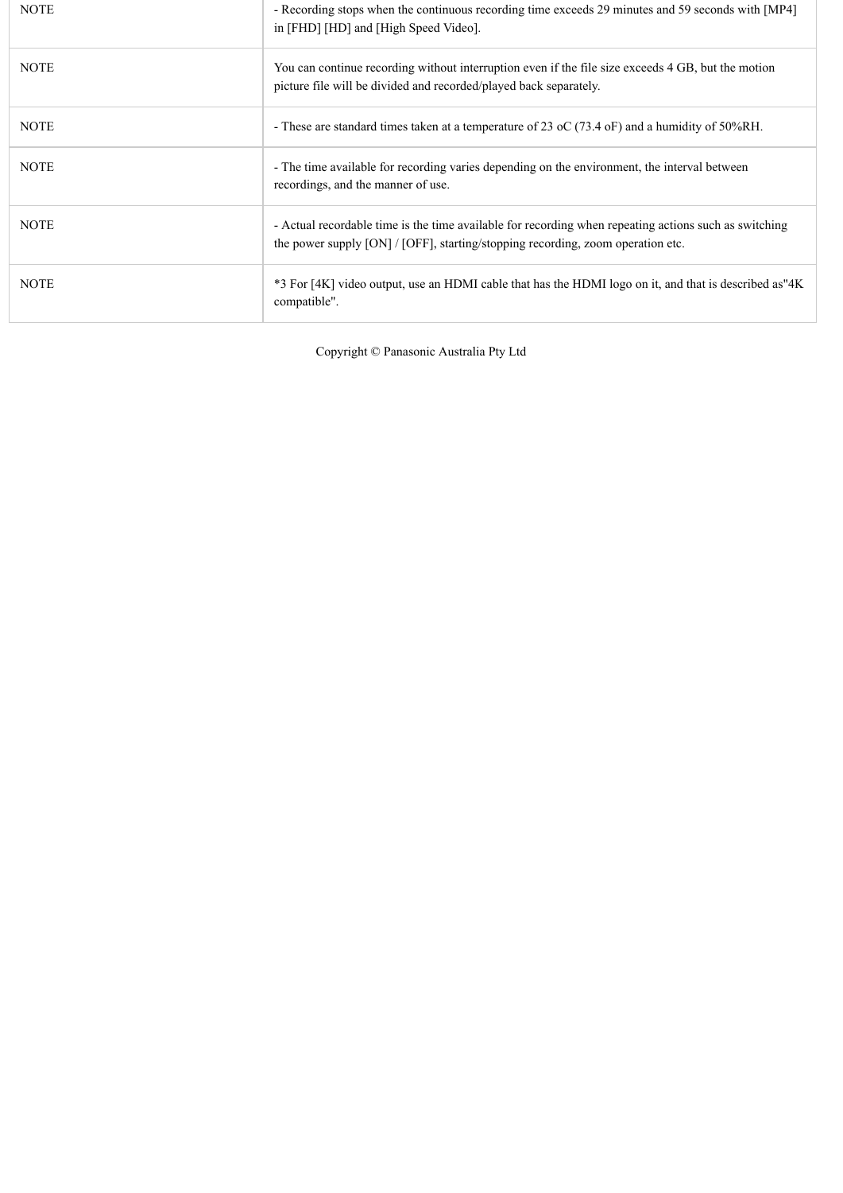| | |
|---|---|
| NOTE | - Recording stops when the continuous recording time exceeds 29 minutes and 59 seconds with [MP4] in [FHD] [HD] and [High Speed Video]. |
| NOTE | You can continue recording without interruption even if the file size exceeds 4 GB, but the motion picture file will be divided and recorded/played back separately. |
| NOTE | - These are standard times taken at a temperature of 23 oC (73.4 oF) and a humidity of 50%RH. |
| NOTE | - The time available for recording varies depending on the environment, the interval between recordings, and the manner of use. |
| NOTE | - Actual recordable time is the time available for recording when repeating actions such as switching the power supply [ON] / [OFF], starting/stopping recording, zoom operation etc. |
| NOTE | *3 For [4K] video output, use an HDMI cable that has the HDMI logo on it, and that is described as"4K compatible". |

Copyright © Panasonic Australia Pty Ltd